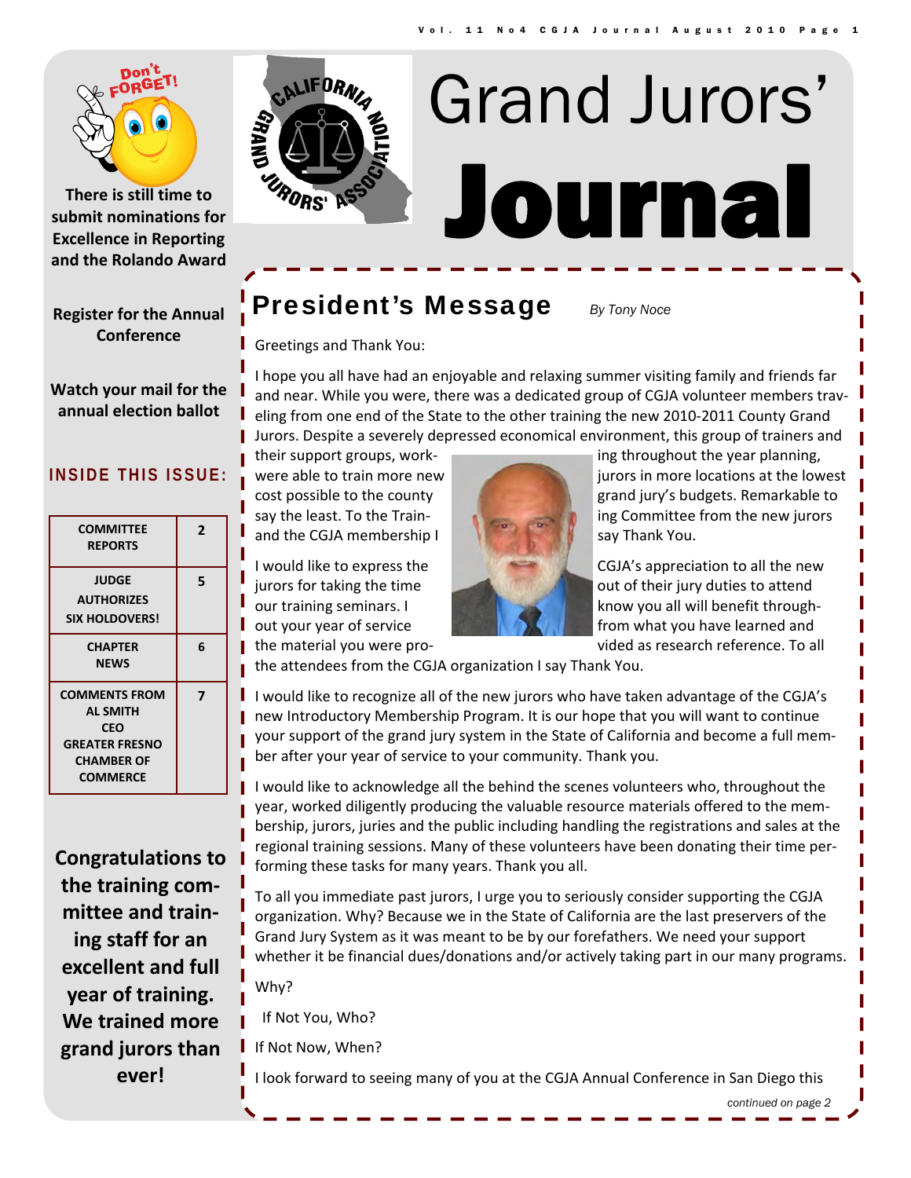# Grand Jurors' Journal

There is still time to submit nominations for Excellence in Reporting and the Rolando Award

Register for the Annual Conference

Watch your mail for the annual election ballot

## INSIDE THIS ISSUE:

| | |
|---|---|
| COMMITTEE REPORTS | 2 |
| JUDGE AUTHORIZES SIX HOLDOVERS! | 5 |
| CHAPTER NEWS | 6 |
| COMMENTS FROM AL SMITH CEO GREATER FRESNO CHAMBER OF COMMERCE | 7 |

**Congratulations to the training committee and training staff for an excellent and full year of training. We trained more grand jurors than ever!**

## President's Message

*By Tony Noce*

Greetings and Thank You:

I hope you all have had an enjoyable and relaxing summer visiting family and friends far and near. While you were, there was a dedicated group of CGJA volunteer members traveling from one end of the State to the other training the new 2010-2011 County Grand Jurors. Despite a severely depressed economical environment, this group of trainers and their support groups, working throughout the year planning, were able to train more new jurors in more locations at the lowest cost possible to the county grand jury's budgets. Remarkable to say the least. To the Training Committee from the new jurors and the CGJA membership I say Thank You.

I would like to express the CGJA's appreciation to all the new jurors for taking the time out of their jury duties to attend our training seminars. I know you all will benefit throughout your year of service from what you have learned and the material you were provided as research reference. To all the attendees from the CGJA organization I say Thank You.

I would like to recognize all of the new jurors who have taken advantage of the CGJA's new Introductory Membership Program. It is our hope that you will want to continue your support of the grand jury system in the State of California and become a full member after your year of service to your community. Thank you.

I would like to acknowledge all the behind the scenes volunteers who, throughout the year, worked diligently producing the valuable resource materials offered to the membership, jurors, juries and the public including handling the registrations and sales at the regional training sessions. Many of these volunteers have been donating their time performing these tasks for many years. Thank you all.

To all you immediate past jurors, I urge you to seriously consider supporting the CGJA organization. Why? Because we in the State of California are the last preservers of the Grand Jury System as it was meant to be by our forefathers. We need your support whether it be financial dues/donations and/or actively taking part in our many programs.

Why?

If Not You, Who?

If Not Now, When?

I look forward to seeing many of you at the CGJA Annual Conference in San Diego this

*continued on page 2*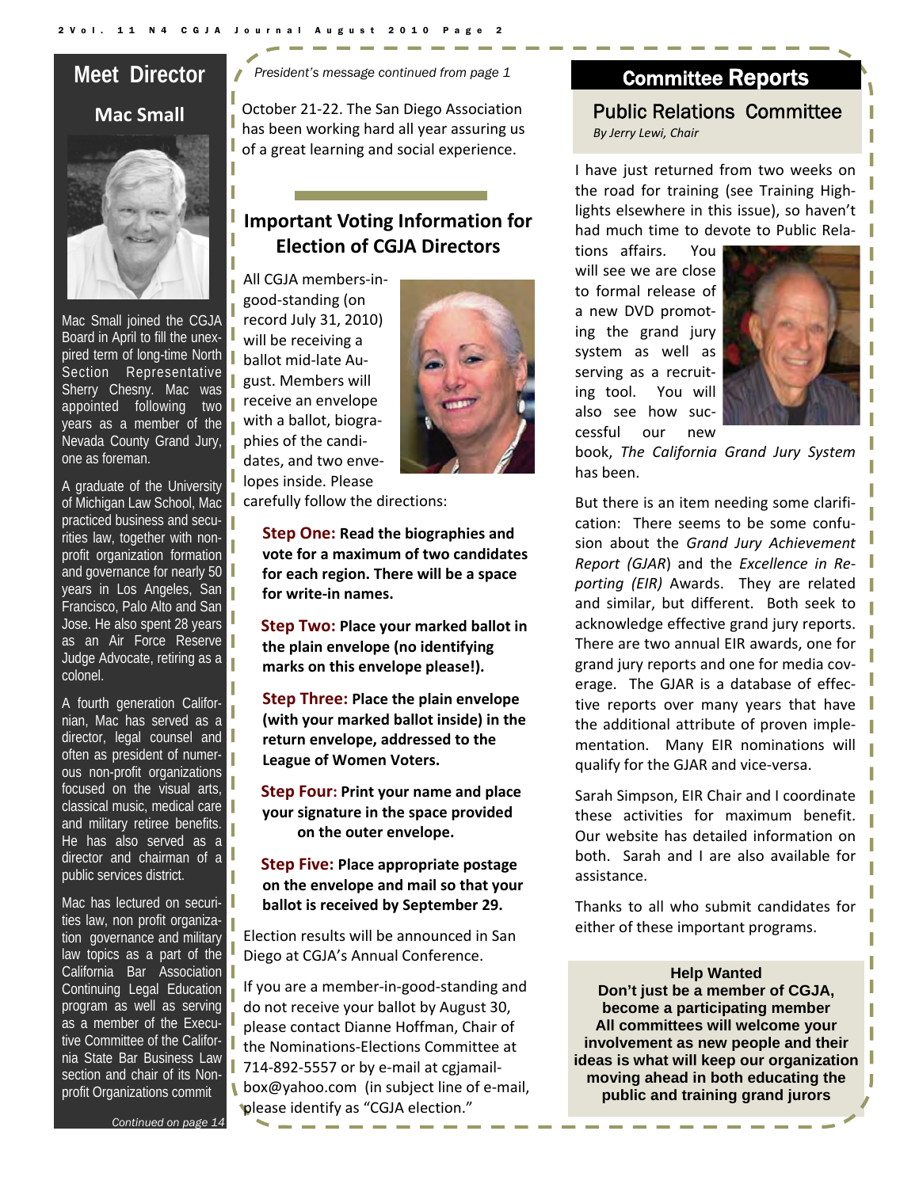## Meet Director

### Mac Small

Mac Small joined the CGJA Board in April to fill the unexpired term of long-time North Section Representative Sherry Chesny. Mac was appointed following two years as a member of the Nevada County Grand Jury, one as foreman.

A graduate of the University of Michigan Law School, Mac practiced business and securities law, together with non-profit organization formation and governance for nearly 50 years in Los Angeles, San Francisco, Palo Alto and San Jose. He also spent 28 years as an Air Force Reserve Judge Advocate, retiring as a colonel.

A fourth generation Californian, Mac has served as a director, legal counsel and often as president of numerous non-profit organizations focused on the visual arts, classical music, medical care and military retiree benefits. He has also served as a director and chairman of a public services district.

Mac has lectured on securities law, non profit organization governance and military law topics as a part of the California Bar Association Continuing Legal Education program as well as serving as a member of the Executive Committee of the California State Bar Business Law section and chair of its Non-profit Organizations commit

*Continued on page 14*

*President's message continued from page 1*

October 21-22. The San Diego Association has been working hard all year assuring us of a great learning and social experience.

## Important Voting Information for Election of CGJA Directors

All CGJA members-in-good-standing (on record July 31, 2010) will be receiving a ballot mid-late August. Members will receive an envelope with a ballot, biographies of the candidates, and two envelopes inside. Please carefully follow the directions:

**Step One: Read the biographies and vote for a maximum of two candidates for each region. There will be a space for write-in names.**

**Step Two: Place your marked ballot in the plain envelope (no identifying marks on this envelope please!).**

**Step Three: Place the plain envelope (with your marked ballot inside) in the return envelope, addressed to the League of Women Voters.**

**Step Four: Print your name and place your signature in the space provided on the outer envelope.**

**Step Five: Place appropriate postage on the envelope and mail so that your ballot is received by September 29.**

Election results will be announced in San Diego at CGJA's Annual Conference.

If you are a member-in-good-standing and do not receive your ballot by August 30, please contact Dianne Hoffman, Chair of the Nominations-Elections Committee at 714-892-5557 or by e-mail at cgjamailbox@yahoo.com (in subject line of e-mail, please identify as "CGJA election."

## Committee Reports

### Public Relations Committee

*By Jerry Lewi, Chair*

I have just returned from two weeks on the road for training (see Training Highlights elsewhere in this issue), so haven't had much time to devote to Public Relations affairs. You will see we are close to formal release of a new DVD promoting the grand jury system as well as serving as a recruiting tool. You will also see how successful our new book, *The California Grand Jury System* has been.

But there is an item needing some clarification: There seems to be some confusion about the *Grand Jury Achievement Report (GJAR*) and the *Excellence in Reporting (EIR)* Awards. They are related and similar, but different. Both seek to acknowledge effective grand jury reports. There are two annual EIR awards, one for grand jury reports and one for media coverage. The GJAR is a database of effective reports over many years that have the additional attribute of proven implementation. Many EIR nominations will qualify for the GJAR and vice-versa.

Sarah Simpson, EIR Chair and I coordinate these activities for maximum benefit. Our website has detailed information on both. Sarah and I are also available for assistance.

Thanks to all who submit candidates for either of these important programs.

**Help Wanted**

**Don't just be a member of CGJA, become a participating member**

**All committees will welcome your involvement as new people and their ideas is what will keep our organization moving ahead in both educating the public and training grand jurors**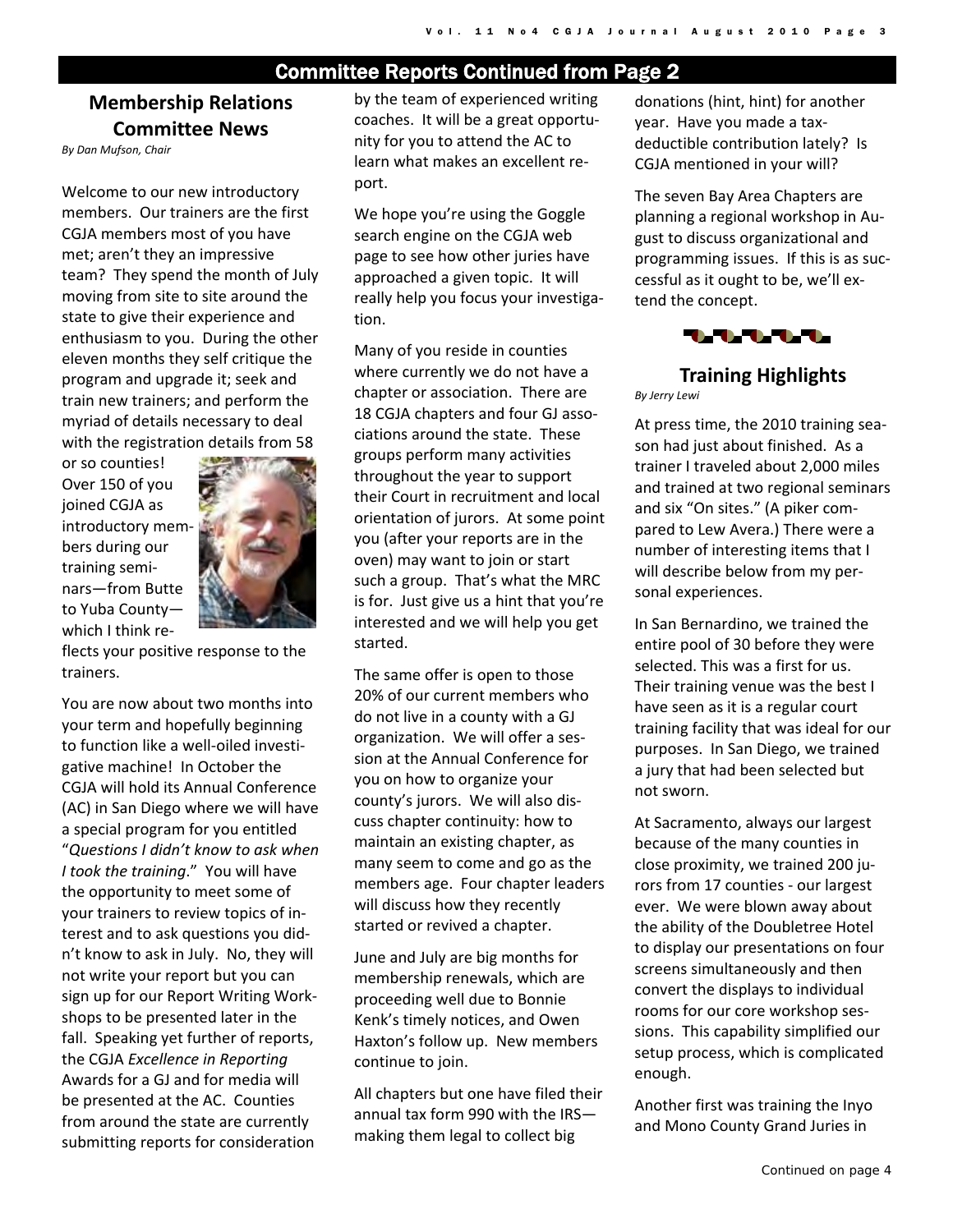## Committee Reports Continued from Page 2

### Membership Relations Committee News

*By Dan Mufson, Chair*

Welcome to our new introductory members. Our trainers are the first CGJA members most of you have met; aren't they an impressive team? They spend the month of July moving from site to site around the state to give their experience and enthusiasm to you. During the other eleven months they self critique the program and upgrade it; seek and train new trainers; and perform the myriad of details necessary to deal with the registration details from 58 or so counties! Over 150 of you joined CGJA as introductory members during our training seminars—from Butte to Yuba County—which I think reflects your positive response to the trainers.

You are now about two months into your term and hopefully beginning to function like a well-oiled investigative machine! In October the CGJA will hold its Annual Conference (AC) in San Diego where we will have a special program for you entitled "*Questions I didn't know to ask when I took the training*." You will have the opportunity to meet some of your trainers to review topics of interest and to ask questions you didn't know to ask in July. No, they will not write your report but you can sign up for our Report Writing Workshops to be presented later in the fall. Speaking yet further of reports, the CGJA *Excellence in Reporting* Awards for a GJ and for media will be presented at the AC. Counties from around the state are currently submitting reports for consideration by the team of experienced writing coaches. It will be a great opportunity for you to attend the AC to learn what makes an excellent report.

We hope you're using the Goggle search engine on the CGJA web page to see how other juries have approached a given topic. It will really help you focus your investigation.

Many of you reside in counties where currently we do not have a chapter or association. There are 18 CGJA chapters and four GJ associations around the state. These groups perform many activities throughout the year to support their Court in recruitment and local orientation of jurors. At some point you (after your reports are in the oven) may want to join or start such a group. That's what the MRC is for. Just give us a hint that you're interested and we will help you get started.

The same offer is open to those 20% of our current members who do not live in a county with a GJ organization. We will offer a session at the Annual Conference for you on how to organize your county's jurors. We will also discuss chapter continuity: how to maintain an existing chapter, as many seem to come and go as the members age. Four chapter leaders will discuss how they recently started or revived a chapter.

June and July are big months for membership renewals, which are proceeding well due to Bonnie Kenk's timely notices, and Owen Haxton's follow up. New members continue to join.

All chapters but one have filed their annual tax form 990 with the IRS—making them legal to collect big donations (hint, hint) for another year. Have you made a tax-deductible contribution lately? Is CGJA mentioned in your will?

The seven Bay Area Chapters are planning a regional workshop in August to discuss organizational and programming issues. If this is as successful as it ought to be, we'll extend the concept.

### Training Highlights

*By Jerry Lewi*

At press time, the 2010 training season had just about finished. As a trainer I traveled about 2,000 miles and trained at two regional seminars and six "On sites." (A piker compared to Lew Avera.) There were a number of interesting items that I will describe below from my personal experiences.

In San Bernardino, we trained the entire pool of 30 before they were selected. This was a first for us. Their training venue was the best I have seen as it is a regular court training facility that was ideal for our purposes. In San Diego, we trained a jury that had been selected but not sworn.

At Sacramento, always our largest because of the many counties in close proximity, we trained 200 jurors from 17 counties - our largest ever. We were blown away about the ability of the Doubletree Hotel to display our presentations on four screens simultaneously and then convert the displays to individual rooms for our core workshop sessions. This capability simplified our setup process, which is complicated enough.

Another first was training the Inyo and Mono County Grand Juries in

Continued on page 4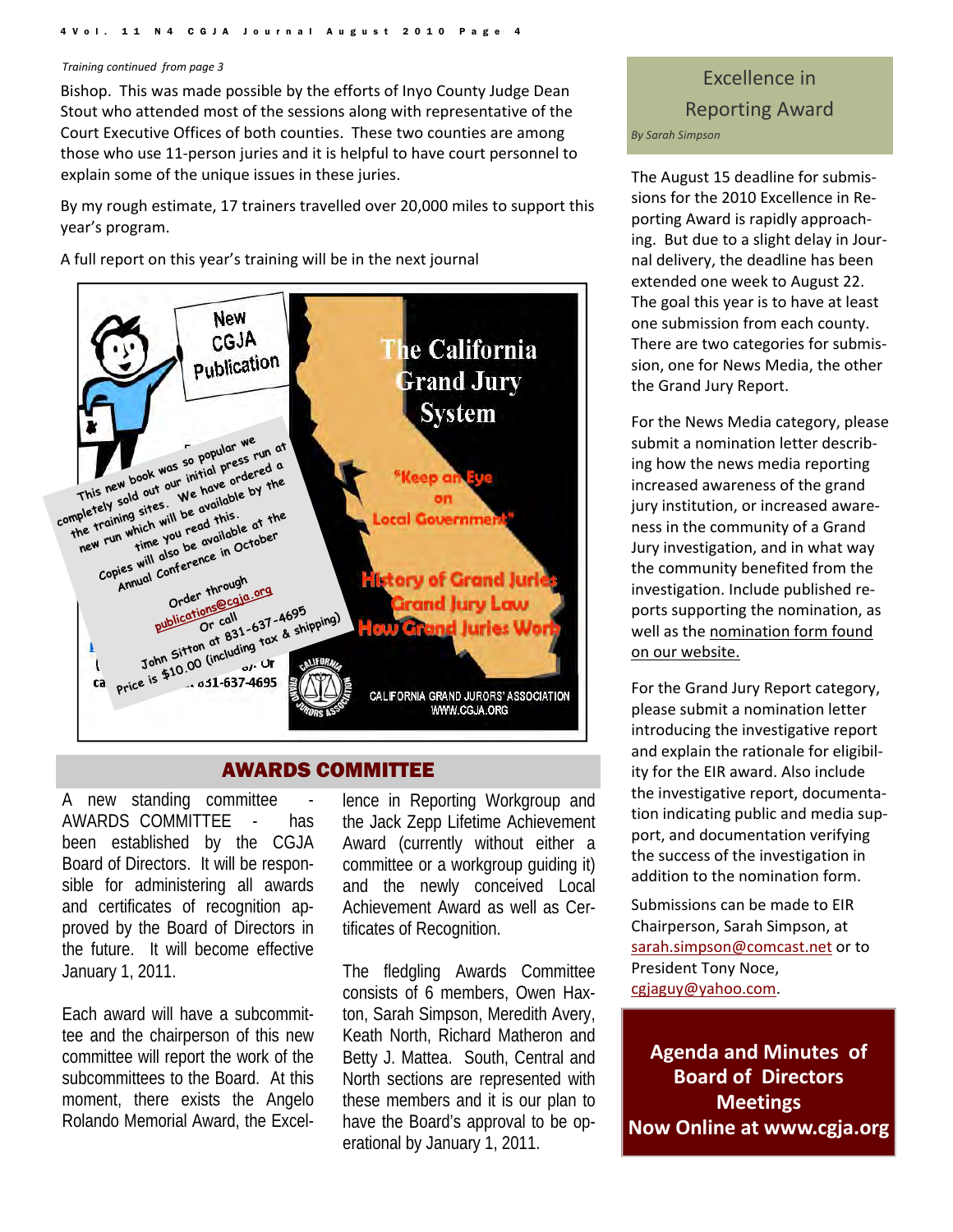*Training continued from page 3*

Bishop. This was made possible by the efforts of Inyo County Judge Dean Stout who attended most of the sessions along with representative of the Court Executive Offices of both counties. These two counties are among those who use 11-person juries and it is helpful to have court personnel to explain some of the unique issues in these juries.

By my rough estimate, 17 trainers travelled over 20,000 miles to support this year's program.

A full report on this year's training will be in the next journal

New CGJA Publication

This new book was so popular we completely sold out our initial press run at the training sites. We have ordered a new run which will be available by the time you read this. Copies will also be available at the Annual Conference in October

Order through publications@cgja.org Or call John Sitton at 831-637-4695

Price is $10.00 (including tax & shipping)

The California Grand Jury System

"Keep an Eye on Local Government"

History of Grand Juries
Grand Jury Law
How Grand Juries Work

CALIFORNIA GRAND JURORS' ASSOCIATION
WWW.CGJA.ORG

## AWARDS COMMITTEE

A new standing committee - AWARDS COMMITTEE - has been established by the CGJA Board of Directors. It will be responsible for administering all awards and certificates of recognition approved by the Board of Directors in the future. It will become effective January 1, 2011.

Each award will have a subcommittee and the chairperson of this new committee will report the work of the subcommittees to the Board. At this moment, there exists the Angelo Rolando Memorial Award, the Excellence in Reporting Workgroup and the Jack Zepp Lifetime Achievement Award (currently without either a committee or a workgroup guiding it) and the newly conceived Local Achievement Award as well as Certificates of Recognition.

The fledgling Awards Committee consists of 6 members, Owen Haxton, Sarah Simpson, Meredith Avery, Keath North, Richard Matheron and Betty J. Mattea. South, Central and North sections are represented with these members and it is our plan to have the Board's approval to be operational by January 1, 2011.

## Excellence in Reporting Award

*By Sarah Simpson*

The August 15 deadline for submissions for the 2010 Excellence in Reporting Award is rapidly approaching. But due to a slight delay in Journal delivery, the deadline has been extended one week to August 22. The goal this year is to have at least one submission from each county. There are two categories for submission, one for News Media, the other the Grand Jury Report.

For the News Media category, please submit a nomination letter describing how the news media reporting increased awareness of the grand jury institution, or increased awareness in the community of a Grand Jury investigation, and in what way the community benefited from the investigation. Include published reports supporting the nomination, as well as the nomination form found on our website.

For the Grand Jury Report category, please submit a nomination letter introducing the investigative report and explain the rationale for eligibility for the EIR award. Also include the investigative report, documentation indicating public and media support, and documentation verifying the success of the investigation in addition to the nomination form.

Submissions can be made to EIR Chairperson, Sarah Simpson, at sarah.simpson@comcast.net or to President Tony Noce, cgjaguy@yahoo.com.

**Agenda and Minutes of Board of Directors Meetings Now Online at www.cgja.org**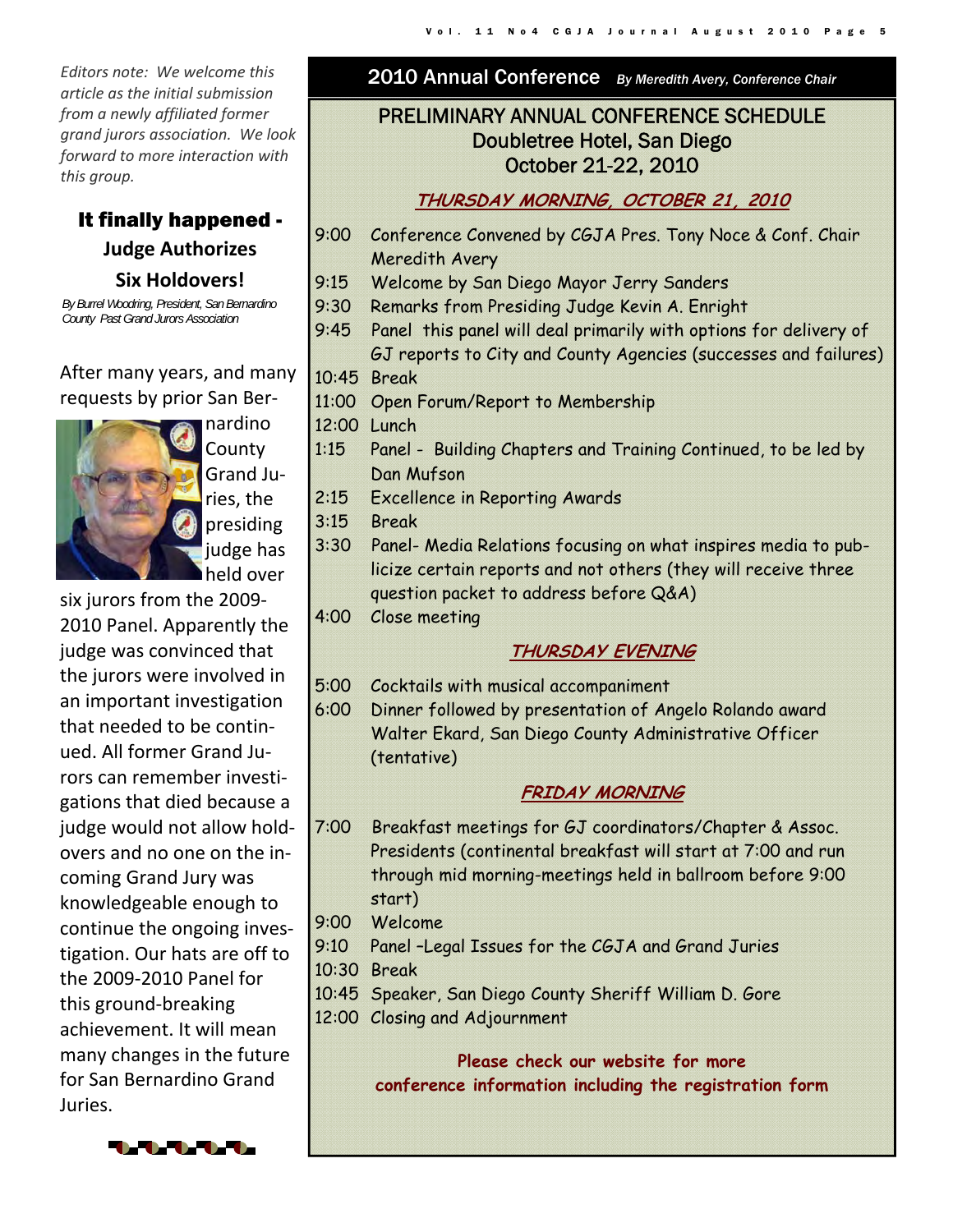*Editors note: We welcome this article as the initial submission from a newly affiliated former grand jurors association. We look forward to more interaction with this group.*

## It finally happened - Judge Authorizes Six Holdovers!

*By Burrel Woodring, President, San Bernardino County Past Grand Jurors Association*

After many years, and many requests by prior San Bernardino County Grand Juries, the presiding judge has held over six jurors from the 2009-2010 Panel. Apparently the judge was convinced that the jurors were involved in an important investigation that needed to be continued. All former Grand Jurors can remember investigations that died because a judge would not allow hold-overs and no one on the incoming Grand Jury was knowledgeable enough to continue the ongoing investigation. Our hats are off to the 2009-2010 Panel for this ground-breaking achievement. It will mean many changes in the future for San Bernardino Grand Juries.

## 2010 Annual Conference *By Meredith Avery, Conference Chair*

### PRELIMINARY ANNUAL CONFERENCE SCHEDULE
### Doubletree Hotel, San Diego
### October 21-22, 2010

**THURSDAY MORNING, OCTOBER 21, 2010**

- 9:00 Conference Convened by CGJA Pres. Tony Noce & Conf. Chair Meredith Avery
- 9:15 Welcome by San Diego Mayor Jerry Sanders
- 9:30 Remarks from Presiding Judge Kevin A. Enright
- 9:45 Panel this panel will deal primarily with options for delivery of GJ reports to City and County Agencies (successes and failures)
- 10:45 Break
- 11:00 Open Forum/Report to Membership
- 12:00 Lunch
- 1:15 Panel - Building Chapters and Training Continued, to be led by Dan Mufson
- 2:15 Excellence in Reporting Awards
- 3:15 Break
- 3:30 Panel- Media Relations focusing on what inspires media to publicize certain reports and not others (they will receive three question packet to address before Q&A)
- 4:00 Close meeting

**THURSDAY EVENING**

- 5:00 Cocktails with musical accompaniment
- 6:00 Dinner followed by presentation of Angelo Rolando award Walter Ekard, San Diego County Administrative Officer (tentative)

**FRIDAY MORNING**

- 7:00 Breakfast meetings for GJ coordinators/Chapter & Assoc. Presidents (continental breakfast will start at 7:00 and run through mid morning-meetings held in ballroom before 9:00 start)
- 9:00 Welcome
- 9:10 Panel –Legal Issues for the CGJA and Grand Juries
- 10:30 Break
- 10:45 Speaker, San Diego County Sheriff William D. Gore
- 12:00 Closing and Adjournment

**Please check our website for more conference information including the registration form**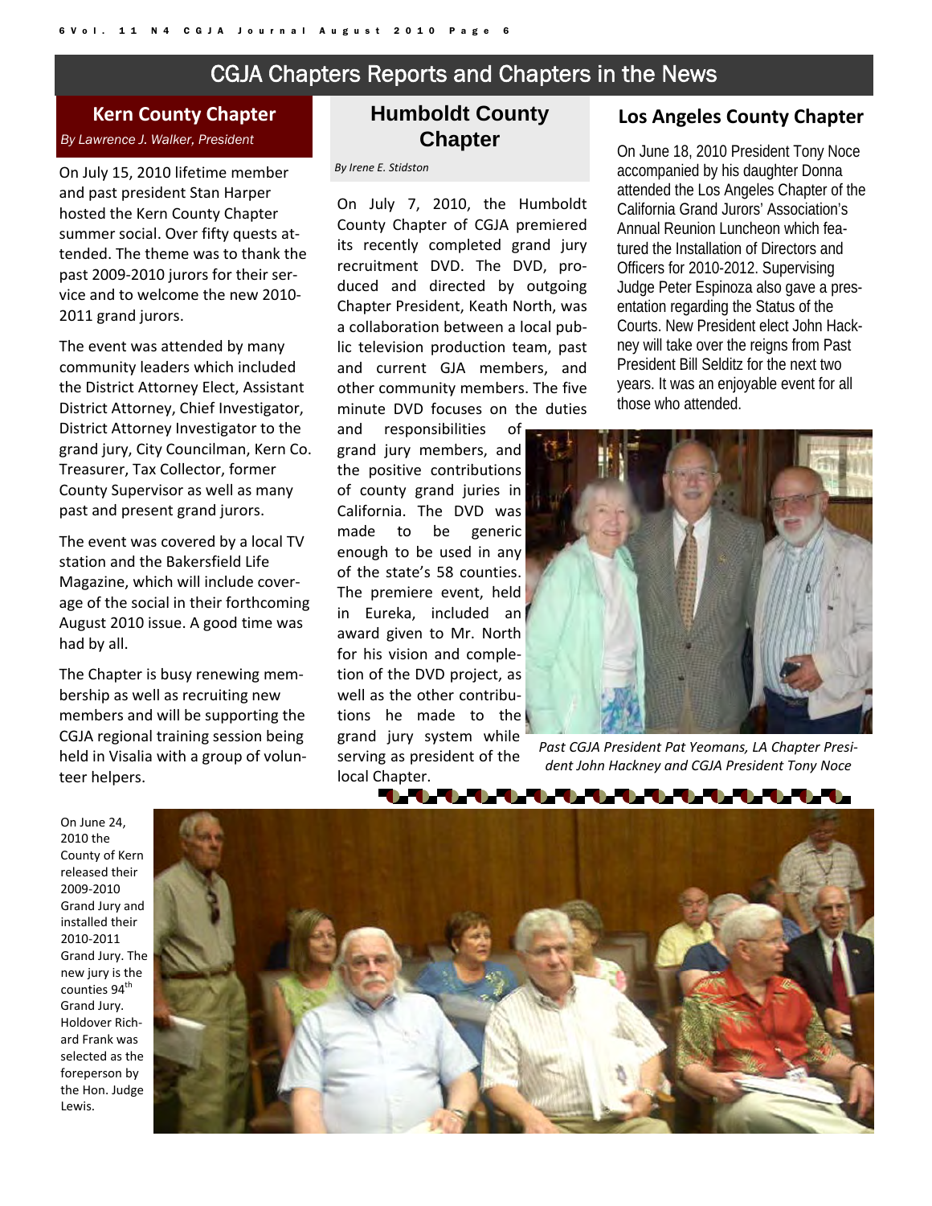# CGJA Chapters Reports and Chapters in the News

## Kern County Chapter

*By Lawrence J. Walker, President*

On July 15, 2010 lifetime member and past president Stan Harper hosted the Kern County Chapter summer social. Over fifty quests attended. The theme was to thank the past 2009-2010 jurors for their service and to welcome the new 2010-2011 grand jurors.

The event was attended by many community leaders which included the District Attorney Elect, Assistant District Attorney, Chief Investigator, District Attorney Investigator to the grand jury, City Councilman, Kern Co. Treasurer, Tax Collector, former County Supervisor as well as many past and present grand jurors.

The event was covered by a local TV station and the Bakersfield Life Magazine, which will include coverage of the social in their forthcoming August 2010 issue. A good time was had by all.

The Chapter is busy renewing membership as well as recruiting new members and will be supporting the CGJA regional training session being held in Visalia with a group of volunteer helpers.

## Humboldt County Chapter

*By Irene E. Stidston*

On July 7, 2010, the Humboldt County Chapter of CGJA premiered its recently completed grand jury recruitment DVD. The DVD, produced and directed by outgoing Chapter President, Keath North, was a collaboration between a local public television production team, past and current GJA members, and other community members. The five minute DVD focuses on the duties and responsibilities of grand jury members, and the positive contributions of county grand juries in California. The DVD was made to be generic enough to be used in any of the state's 58 counties. The premiere event, held in Eureka, included an award given to Mr. North for his vision and completion of the DVD project, as well as the other contributions he made to the grand jury system while serving as president of the local Chapter.

## Los Angeles County Chapter

On June 18, 2010 President Tony Noce accompanied by his daughter Donna attended the Los Angeles Chapter of the California Grand Jurors' Association's Annual Reunion Luncheon which featured the Installation of Directors and Officers for 2010-2012. Supervising Judge Peter Espinoza also gave a presentation regarding the Status of the Courts. New President elect John Hackney will take over the reigns from Past President Bill Selditz for the next two years. It was an enjoyable event for all those who attended.

*Past CGJA President Pat Yeomans, LA Chapter President John Hackney and CGJA President Tony Noce*

On June 24, 2010 the County of Kern released their 2009-2010 Grand Jury and installed their 2010-2011 Grand Jury. The new jury is the counties 94th Grand Jury. Holdover Richard Frank was selected as the foreperson by the Hon. Judge Lewis.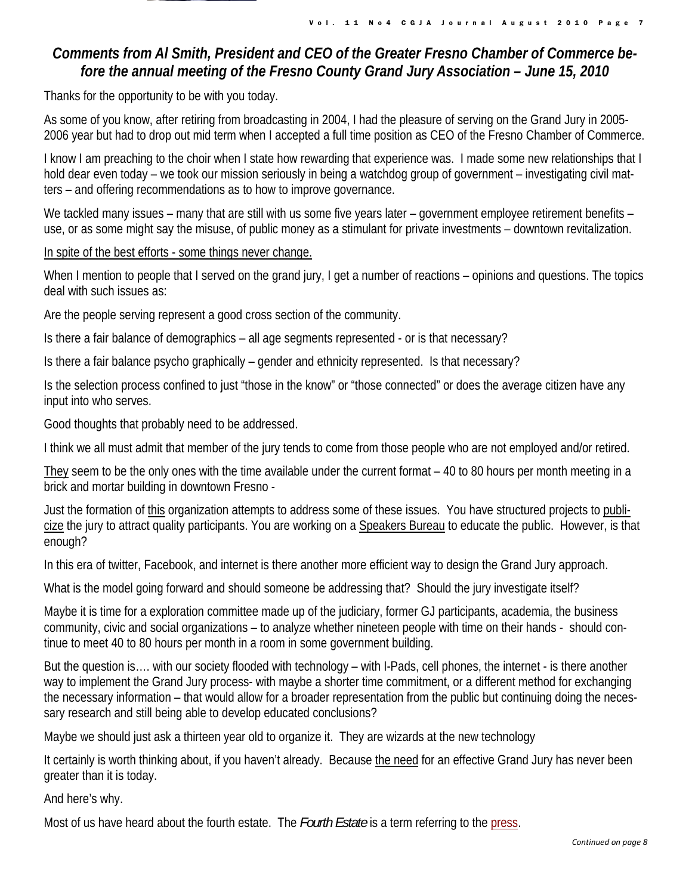## *Comments from Al Smith, President and CEO of the Greater Fresno Chamber of Commerce before the annual meeting of the Fresno County Grand Jury Association – June 15, 2010*

Thanks for the opportunity to be with you today.

As some of you know, after retiring from broadcasting in 2004, I had the pleasure of serving on the Grand Jury in 2005-2006 year but had to drop out mid term when I accepted a full time position as CEO of the Fresno Chamber of Commerce.

I know I am preaching to the choir when I state how rewarding that experience was. I made some new relationships that I hold dear even today – we took our mission seriously in being a watchdog group of government – investigating civil matters – and offering recommendations as to how to improve governance.

We tackled many issues – many that are still with us some five years later – government employee retirement benefits – use, or as some might say the misuse, of public money as a stimulant for private investments – downtown revitalization.

<u>In spite of the best efforts - some things never change.</u>

When I mention to people that I served on the grand jury, I get a number of reactions – opinions and questions. The topics deal with such issues as:

Are the people serving represent a good cross section of the community.

Is there a fair balance of demographics – all age segments represented - or is that necessary?

Is there a fair balance psycho graphically – gender and ethnicity represented. Is that necessary?

Is the selection process confined to just “those in the know” or “those connected” or does the average citizen have any input into who serves.

Good thoughts that probably need to be addressed.

I think we all must admit that member of the jury tends to come from those people who are not employed and/or retired.

<u>They</u> seem to be the only ones with the time available under the current format – 40 to 80 hours per month meeting in a brick and mortar building in downtown Fresno -

Just the formation of <u>this</u> organization attempts to address some of these issues. You have structured projects to <u>publicize</u> the jury to attract quality participants. You are working on a <u>Speakers Bureau</u> to educate the public. However, is that enough?

In this era of twitter, Facebook, and internet is there another more efficient way to design the Grand Jury approach.

What is the model going forward and should someone be addressing that? Should the jury investigate itself?

Maybe it is time for a exploration committee made up of the judiciary, former GJ participants, academia, the business community, civic and social organizations – to analyze whether nineteen people with time on their hands - should continue to meet 40 to 80 hours per month in a room in some government building.

But the question is…. with our society flooded with technology – with I-Pads, cell phones, the internet - is there another way to implement the Grand Jury process- with maybe a shorter time commitment, or a different method for exchanging the necessary information – that would allow for a broader representation from the public but continuing doing the necessary research and still being able to develop educated conclusions?

Maybe we should just ask a thirteen year old to organize it. They are wizards at the new technology

It certainly is worth thinking about, if you haven’t already. Because <u>the need</u> for an effective Grand Jury has never been greater than it is today.

And here’s why.

Most of us have heard about the fourth estate. The *Fourth Estate* is a term referring to the <u>press</u>.

*Continued on page 8*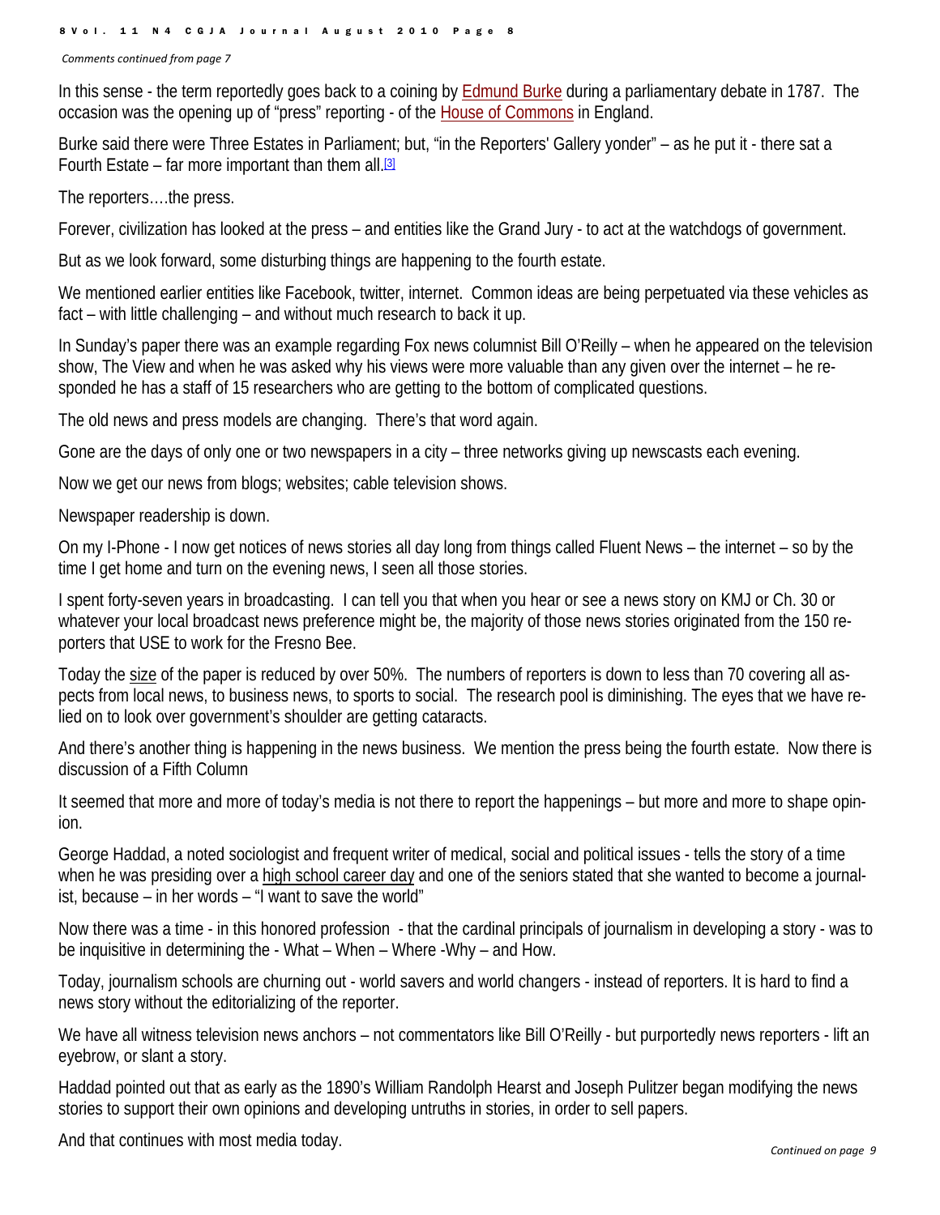*Comments continued from page 7*

In this sense - the term reportedly goes back to a coining by Edmund Burke during a parliamentary debate in 1787. The occasion was the opening up of "press" reporting - of the House of Commons in England.

Burke said there were Three Estates in Parliament; but, "in the Reporters' Gallery yonder" – as he put it - there sat a Fourth Estate – far more important than them all.[3]

The reporters….the press.

Forever, civilization has looked at the press – and entities like the Grand Jury - to act at the watchdogs of government.

But as we look forward, some disturbing things are happening to the fourth estate.

We mentioned earlier entities like Facebook, twitter, internet. Common ideas are being perpetuated via these vehicles as fact – with little challenging – and without much research to back it up.

In Sunday's paper there was an example regarding Fox news columnist Bill O'Reilly – when he appeared on the television show, The View and when he was asked why his views were more valuable than any given over the internet – he responded he has a staff of 15 researchers who are getting to the bottom of complicated questions.

The old news and press models are changing. There's that word again.

Gone are the days of only one or two newspapers in a city – three networks giving up newscasts each evening.

Now we get our news from blogs; websites; cable television shows.

Newspaper readership is down.

On my I-Phone - I now get notices of news stories all day long from things called Fluent News – the internet – so by the time I get home and turn on the evening news, I seen all those stories.

I spent forty-seven years in broadcasting. I can tell you that when you hear or see a news story on KMJ or Ch. 30 or whatever your local broadcast news preference might be, the majority of those news stories originated from the 150 reporters that USE to work for the Fresno Bee.

Today the size of the paper is reduced by over 50%. The numbers of reporters is down to less than 70 covering all aspects from local news, to business news, to sports to social. The research pool is diminishing. The eyes that we have relied on to look over government's shoulder are getting cataracts.

And there's another thing is happening in the news business. We mention the press being the fourth estate. Now there is discussion of a Fifth Column

It seemed that more and more of today's media is not there to report the happenings – but more and more to shape opinion.

George Haddad, a noted sociologist and frequent writer of medical, social and political issues - tells the story of a time when he was presiding over a high school career day and one of the seniors stated that she wanted to become a journalist, because – in her words – "I want to save the world"

Now there was a time - in this honored profession - that the cardinal principals of journalism in developing a story - was to be inquisitive in determining the - What – When – Where -Why – and How.

Today, journalism schools are churning out - world savers and world changers - instead of reporters. It is hard to find a news story without the editorializing of the reporter.

We have all witness television news anchors – not commentators like Bill O'Reilly - but purportedly news reporters - lift an eyebrow, or slant a story.

Haddad pointed out that as early as the 1890's William Randolph Hearst and Joseph Pulitzer began modifying the news stories to support their own opinions and developing untruths in stories, in order to sell papers.

And that continues with most media today.

*Continued on page 9*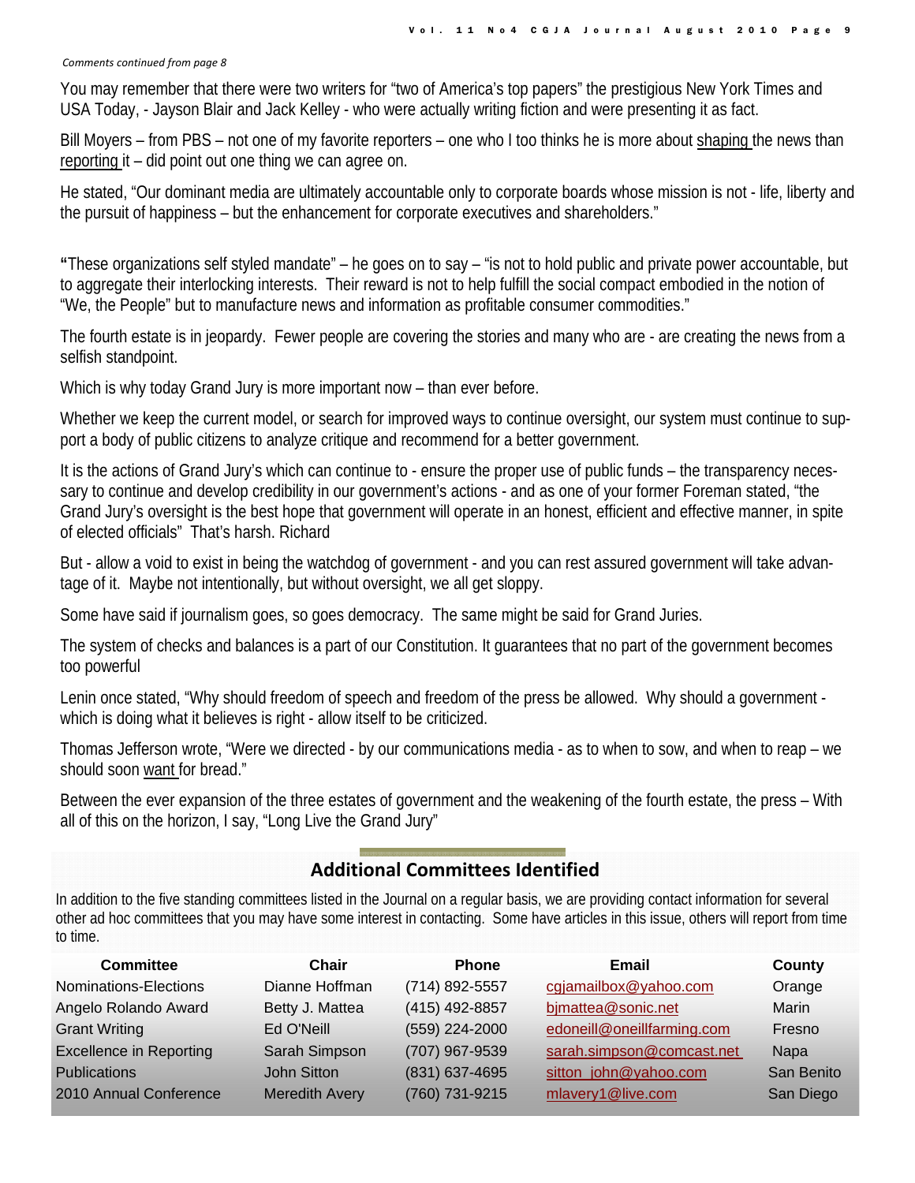*Comments continued from page 8*

You may remember that there were two writers for "two of America's top papers" the prestigious New York Times and USA Today, - Jayson Blair and Jack Kelley - who were actually writing fiction and were presenting it as fact.

Bill Moyers – from PBS – not one of my favorite reporters – one who I too thinks he is more about shaping the news than reporting it – did point out one thing we can agree on.

He stated, "Our dominant media are ultimately accountable only to corporate boards whose mission is not - life, liberty and the pursuit of happiness – but the enhancement for corporate executives and shareholders."

**"**These organizations self styled mandate" – he goes on to say – "is not to hold public and private power accountable, but to aggregate their interlocking interests. Their reward is not to help fulfill the social compact embodied in the notion of "We, the People" but to manufacture news and information as profitable consumer commodities."

The fourth estate is in jeopardy. Fewer people are covering the stories and many who are - are creating the news from a selfish standpoint.

Which is why today Grand Jury is more important now – than ever before.

Whether we keep the current model, or search for improved ways to continue oversight, our system must continue to support a body of public citizens to analyze critique and recommend for a better government.

It is the actions of Grand Jury's which can continue to - ensure the proper use of public funds – the transparency necessary to continue and develop credibility in our government's actions - and as one of your former Foreman stated, "the Grand Jury's oversight is the best hope that government will operate in an honest, efficient and effective manner, in spite of elected officials" That's harsh. Richard

But - allow a void to exist in being the watchdog of government - and you can rest assured government will take advantage of it. Maybe not intentionally, but without oversight, we all get sloppy.

Some have said if journalism goes, so goes democracy. The same might be said for Grand Juries.

The system of checks and balances is a part of our Constitution. It guarantees that no part of the government becomes too powerful

Lenin once stated, "Why should freedom of speech and freedom of the press be allowed. Why should a government - which is doing what it believes is right - allow itself to be criticized.

Thomas Jefferson wrote, "Were we directed - by our communications media - as to when to sow, and when to reap – we should soon want for bread."

Between the ever expansion of the three estates of government and the weakening of the fourth estate, the press – With all of this on the horizon, I say, "Long Live the Grand Jury"

## Additional Committees Identified

In addition to the five standing committees listed in the Journal on a regular basis, we are providing contact information for several other ad hoc committees that you may have some interest in contacting. Some have articles in this issue, others will report from time to time.

| Committee | Chair | Phone | Email | County |
|---|---|---|---|---|
| Nominations-Elections | Dianne Hoffman | (714) 892-5557 | cgjamailbox@yahoo.com | Orange |
| Angelo Rolando Award | Betty J. Mattea | (415) 492-8857 | bjmattea@sonic.net | Marin |
| Grant Writing | Ed O'Neill | (559) 224-2000 | edoneill@oneillfarming.com | Fresno |
| Excellence in Reporting | Sarah Simpson | (707) 967-9539 | sarah.simpson@comcast.net | Napa |
| Publications | John Sitton | (831) 637-4695 | sitton_john@yahoo.com | San Benito |
| 2010 Annual Conference | Meredith Avery | (760) 731-9215 | mlavery1@live.com | San Diego |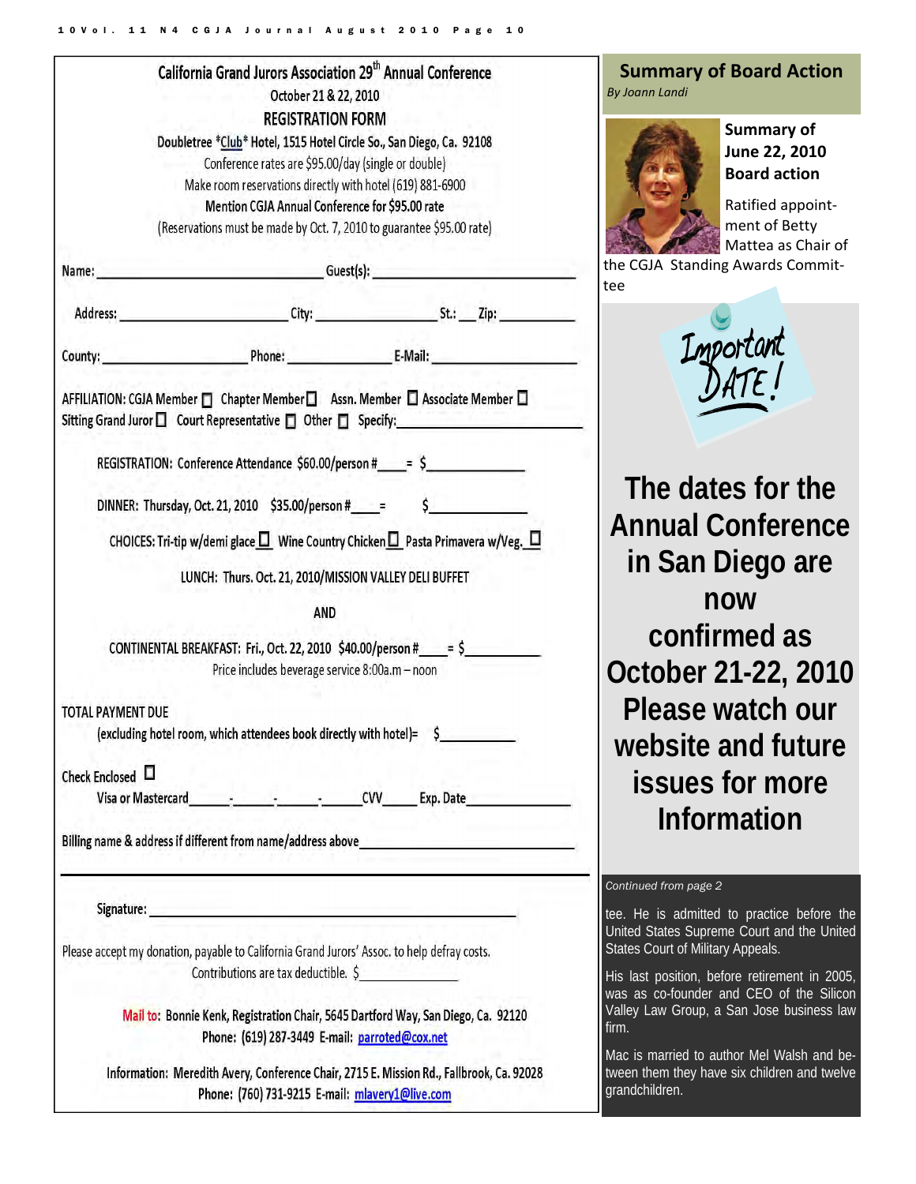## California Grand Jurors Association 29th Annual Conference

October 21 & 22, 2010

**REGISTRATION FORM**

Doubletree *Club* Hotel, 1515 Hotel Circle So., San Diego, Ca. 92108

Conference rates are $95.00/day (single or double)

Make room reservations directly with hotel (619) 881-6900

Mention CGJA Annual Conference for $95.00 rate

(Reservations must be made by Oct. 7, 2010 to guarantee $95.00 rate)

Name: ______________________ Guest(s): ______________________

Address: ______________________ City: ______________ St.: ___ Zip: __________

County: ______________ Phone: ______________ E-Mail: ______________

AFFILIATION: CGJA Member ☐ Chapter Member ☐ Assn. Member ☐ Associate Member ☐
Sitting Grand Juror ☐ Court Representative ☐ Other ☐ Specify: ______________

REGISTRATION: Conference Attendance $60.00/person #____ = $__________

DINNER: Thursday, Oct. 21, 2010 $35.00/person #____ = $__________

CHOICES: Tri-tip w/demi glace ☐ Wine Country Chicken ☐ Pasta Primavera w/Veg. ☐

LUNCH: Thurs. Oct. 21, 2010/MISSION VALLEY DELI BUFFET

AND

CONTINENTAL BREAKFAST: Fri., Oct. 22, 2010 $40.00/person #____ = $__________

Price includes beverage service 8:00a.m – noon

TOTAL PAYMENT DUE
(excluding hotel room, which attendees book directly with hotel)= $__________

Check Enclosed ☐

Visa or Mastercard______-______-______-______CVV_____ Exp. Date__________

Billing name & address if different from name/address above______________________

---

Signature: ______________________________________

Please accept my donation, payable to California Grand Jurors' Assoc. to help defray costs. Contributions are tax deductible. $__________

Mail to: Bonnie Kenk, Registration Chair, 5645 Dartford Way, San Diego, Ca. 92120
Phone: (619) 287-3449 E-mail: parroted@cox.net

Information: Meredith Avery, Conference Chair, 2715 E. Mission Rd., Fallbrook, Ca. 92028
Phone: (760) 731-9215 E-mail: mlavery1@live.com

## Summary of Board Action

*By Joann Landi*

**Summary of June 22, 2010 Board action**

Ratified appointment of Betty Mattea as Chair of the CGJA Standing Awards Committee

**Important DATE!**

**The dates for the Annual Conference in San Diego are now confirmed as October 21-22, 2010 Please watch our website and future issues for more Information**

*Continued from page 2*

tee. He is admitted to practice before the United States Supreme Court and the United States Court of Military Appeals.

His last position, before retirement in 2005, was as co-founder and CEO of the Silicon Valley Law Group, a San Jose business law firm.

Mac is married to author Mel Walsh and between them they have six children and twelve grandchildren.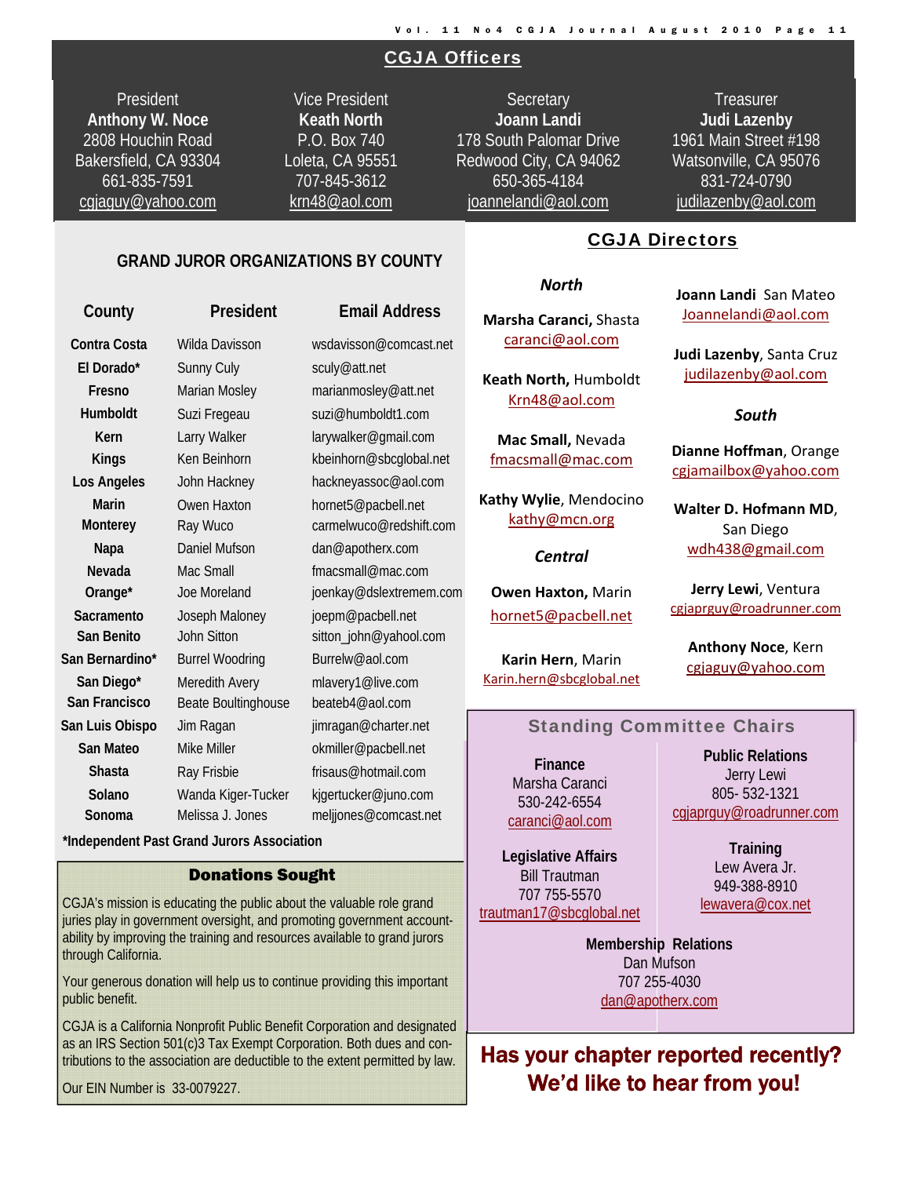## CGJA Officers

| President | Vice President | Secretary | Treasurer |
|---|---|---|---|
| **Anthony W. Noce** | **Keath North** | **Joann Landi** | **Judi Lazenby** |
| 2808 Houchin Road | P.O. Box 740 | 178 South Palomar Drive | 1961 Main Street #198 |
| Bakersfield, CA 93304 | Loleta, CA 95551 | Redwood City, CA 94062 | Watsonville, CA 95076 |
| 661-835-7591 | 707-845-3612 | 650-365-4184 | 831-724-0790 |
| cgjaguy@yahoo.com | krn48@aol.com | joannelandi@aol.com | judilazenby@aol.com |

### GRAND JUROR ORGANIZATIONS BY COUNTY

| County | President | Email Address |
|---|---|---|
| Contra Costa | Wilda Davisson | wsdavisson@comcast.net |
| El Dorado* | Sunny Culy | sculy@att.net |
| Fresno | Marian Mosley | marianmosley@att.net |
| Humboldt | Suzi Fregeau | suzi@humboldt1.com |
| Kern | Larry Walker | larywalker@gmail.com |
| Kings | Ken Beinhorn | kbeinhorn@sbcglobal.net |
| Los Angeles | John Hackney | hackneyassoc@aol.com |
| Marin | Owen Haxton | hornet5@pacbell.net |
| Monterey | Ray Wuco | carmelwuco@redshift.com |
| Napa | Daniel Mufson | dan@apotherx.com |
| Nevada | Mac Small | fmacsmall@mac.com |
| Orange* | Joe Moreland | joenkay@dslextremem.com |
| Sacramento | Joseph Maloney | joepm@pacbell.net |
| San Benito | John Sitton | sitton_john@yahool.com |
| San Bernardino* | Burrel Woodring | Burrelw@aol.com |
| San Diego* | Meredith Avery | mlavery1@live.com |
| San Francisco | Beate Boultinghouse | beateb4@aol.com |
| San Luis Obispo | Jim Ragan | jimragan@charter.net |
| San Mateo | Mike Miller | okmiller@pacbell.net |
| Shasta | Ray Frisbie | frisaus@hotmail.com |
| Solano | Wanda Kiger-Tucker | kjgertucker@juno.com |
| Sonoma | Melissa J. Jones | meljjones@comcast.net |

*Independent Past Grand Jurors Association

### Donations Sought

CGJA's mission is educating the public about the valuable role grand juries play in government oversight, and promoting government accountability by improving the training and resources available to grand jurors through California.

Your generous donation will help us to continue providing this important public benefit.

CGJA is a California Nonprofit Public Benefit Corporation and designated as an IRS Section 501(c)3 Tax Exempt Corporation. Both dues and contributions to the association are deductible to the extent permitted by law.

Our EIN Number is 33-0079227.

## CGJA Directors

*North*

**Marsha Caranci,** Shasta
caranci@aol.com

**Keath North,** Humboldt
Krn48@aol.com

**Mac Small,** Nevada
fmacsmall@mac.com

**Kathy Wylie**, Mendocino
kathy@mcn.org

*Central*

**Owen Haxton,** Marin
hornet5@pacbell.net

**Karin Hern**, Marin
Karin.hern@sbcglobal.net

**Joann Landi** San Mateo
Joannelandi@aol.com

**Judi Lazenby**, Santa Cruz
judilazenby@aol.com

*South*

**Dianne Hoffman**, Orange
cgjamailbox@yahoo.com

**Walter D. Hofmann MD**, San Diego
wdh438@gmail.com

**Jerry Lewi**, Ventura
cgjaprguy@roadrunner.com

**Anthony Noce**, Kern
cgjaguy@yahoo.com

### Standing Committee Chairs

**Finance**
Marsha Caranci
530-242-6554
caranci@aol.com

**Public Relations**
Jerry Lewi
805- 532-1321
cgjaprguy@roadrunner.com

**Legislative Affairs**
Bill Trautman
707 755-5570
trautman17@sbcglobal.net

**Training**
Lew Avera Jr.
949-388-8910
lewavera@cox.net

**Membership Relations**
Dan Mufson
707 255-4030
dan@apotherx.com

**Has your chapter reported recently? We'd like to hear from you!**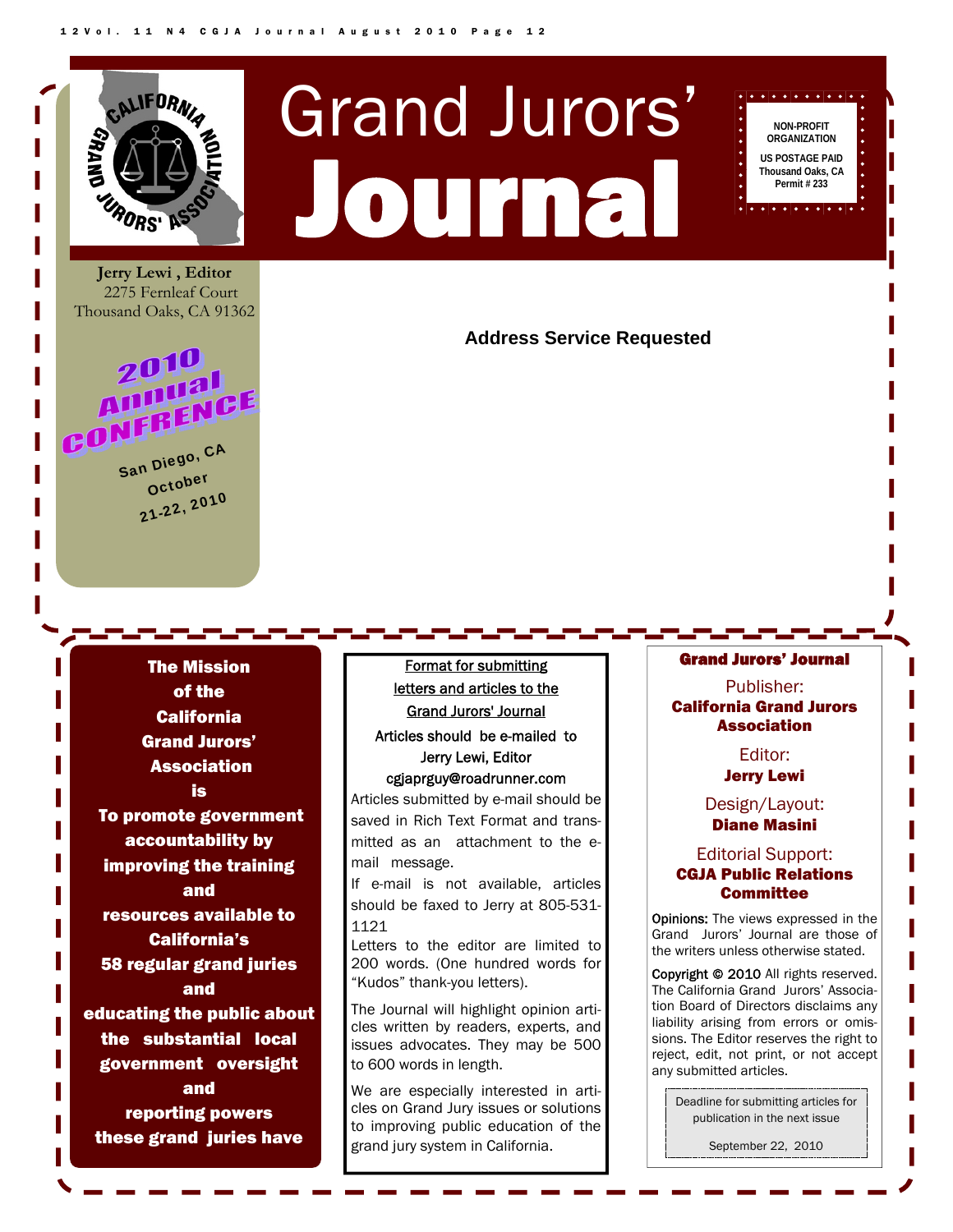# Grand Jurors' Journal

NON-PROFIT ORGANIZATION

US POSTAGE PAID
Thousand Oaks, CA
Permit # 233

**Jerry Lewi , Editor**
2275 Fernleaf Court
Thousand Oaks, CA 91362

**2010 Annual CONFRENCE**

San Diego, CA
October
21-22, 2010

**Address Service Requested**

**The Mission of the California Grand Jurors' Association is To promote government accountability by improving the training and resources available to California's 58 regular grand juries and educating the public about the substantial local government oversight and reporting powers these grand juries have**

<u>Format for submitting letters and articles to the Grand Jurors' Journal</u>

Articles should be e-mailed to Jerry Lewi, Editor
cgjaprguy@roadrunner.com

Articles submitted by e-mail should be saved in Rich Text Format and transmitted as an attachment to the e-mail message.

If e-mail is not available, articles should be faxed to Jerry at 805-531-1121

Letters to the editor are limited to 200 words. (One hundred words for "Kudos" thank-you letters).

The Journal will highlight opinion articles written by readers, experts, and issues advocates. They may be 500 to 600 words in length.

We are especially interested in articles on Grand Jury issues or solutions to improving public education of the grand jury system in California.

**Grand Jurors' Journal**

Publisher:
**California Grand Jurors Association**

Editor:
**Jerry Lewi**

Design/Layout:
**Diane Masini**

Editorial Support:
**CGJA Public Relations Committee**

**Opinions:** The views expressed in the Grand Jurors' Journal are those of the writers unless otherwise stated.

**Copyright © 2010** All rights reserved. The California Grand Jurors' Association Board of Directors disclaims any liability arising from errors or omissions. The Editor reserves the right to reject, edit, not print, or not accept any submitted articles.

Deadline for submitting articles for publication in the next issue

September 22, 2010